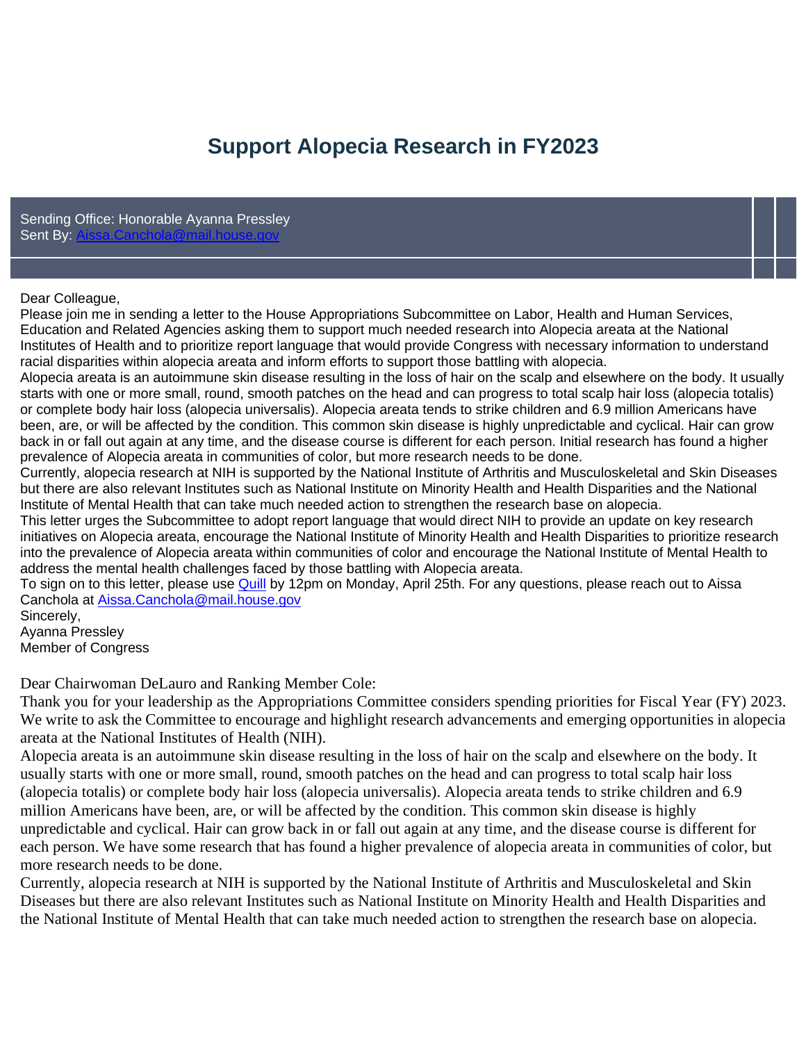# Support Alopecia Research in FY2023

Sending Office: Honorable Ayanna Pressley
Sent By: [Aissa.Canchola@mail.house.gov](mailto:Aissa.Canchola@mail.house.gov)

Dear Colleague,

Please join me in sending a letter to the House Appropriations Subcommittee on Labor, Health and Human Services, Education and Related Agencies asking them to support much needed research into Alopecia areata at the National Institutes of Health and to prioritize report language that would provide Congress with necessary information to understand racial disparities within alopecia areata and inform efforts to support those battling with alopecia.

Alopecia areata is an autoimmune skin disease resulting in the loss of hair on the scalp and elsewhere on the body. It usually starts with one or more small, round, smooth patches on the head and can progress to total scalp hair loss (alopecia totalis) or complete body hair loss (alopecia universalis). Alopecia areata tends to strike children and 6.9 million Americans have been, are, or will be affected by the condition. This common skin disease is highly unpredictable and cyclical. Hair can grow back in or fall out again at any time, and the disease course is different for each person. Initial research has found a higher prevalence of Alopecia areata in communities of color, but more research needs to be done.

Currently, alopecia research at NIH is supported by the National Institute of Arthritis and Musculoskeletal and Skin Diseases but there are also relevant Institutes such as National Institute on Minority Health and Health Disparities and the National Institute of Mental Health that can take much needed action to strengthen the research base on alopecia.

This letter urges the Subcommittee to adopt report language that would direct NIH to provide an update on key research initiatives on Alopecia areata, encourage the National Institute of Minority Health and Health Disparities to prioritize research into the prevalence of Alopecia areata within communities of color and encourage the National Institute of Mental Health to address the mental health challenges faced by those battling with Alopecia areata.

To sign on to this letter, please use Quill by 12pm on Monday, April 25th. For any questions, please reach out to Aissa Canchola at [Aissa.Canchola@mail.house.gov](mailto:Aissa.Canchola@mail.house.gov)

Sincerely,
Ayanna Pressley
Member of Congress

Dear Chairwoman DeLauro and Ranking Member Cole:

Thank you for your leadership as the Appropriations Committee considers spending priorities for Fiscal Year (FY) 2023. We write to ask the Committee to encourage and highlight research advancements and emerging opportunities in alopecia areata at the National Institutes of Health (NIH).

Alopecia areata is an autoimmune skin disease resulting in the loss of hair on the scalp and elsewhere on the body. It usually starts with one or more small, round, smooth patches on the head and can progress to total scalp hair loss (alopecia totalis) or complete body hair loss (alopecia universalis). Alopecia areata tends to strike children and 6.9 million Americans have been, are, or will be affected by the condition. This common skin disease is highly unpredictable and cyclical. Hair can grow back in or fall out again at any time, and the disease course is different for each person. We have some research that has found a higher prevalence of alopecia areata in communities of color, but more research needs to be done.

Currently, alopecia research at NIH is supported by the National Institute of Arthritis and Musculoskeletal and Skin Diseases but there are also relevant Institutes such as National Institute on Minority Health and Health Disparities and the National Institute of Mental Health that can take much needed action to strengthen the research base on alopecia.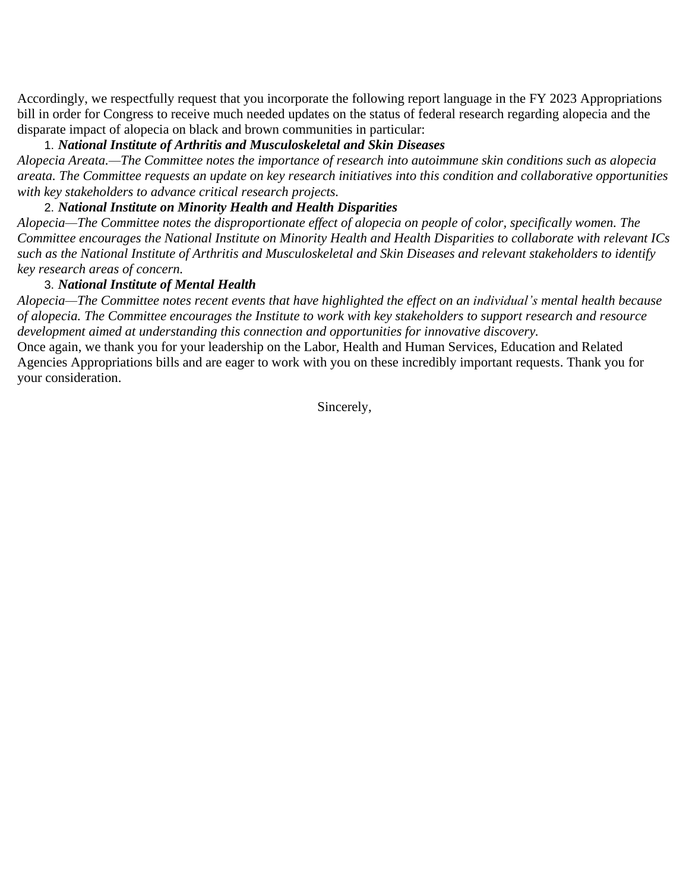Accordingly, we respectfully request that you incorporate the following report language in the FY 2023 Appropriations bill in order for Congress to receive much needed updates on the status of federal research regarding alopecia and the disparate impact of alopecia on black and brown communities in particular:

1. ***National Institute of Arthritis and Musculoskeletal and Skin Diseases***

*Alopecia Areata.—The Committee notes the importance of research into autoimmune skin conditions such as alopecia areata. The Committee requests an update on key research initiatives into this condition and collaborative opportunities with key stakeholders to advance critical research projects.*

2. ***National Institute on Minority Health and Health Disparities***

*Alopecia—The Committee notes the disproportionate effect of alopecia on people of color, specifically women. The Committee encourages the National Institute on Minority Health and Health Disparities to collaborate with relevant ICs such as the National Institute of Arthritis and Musculoskeletal and Skin Diseases and relevant stakeholders to identify key research areas of concern.*

3. ***National Institute of Mental Health***

*Alopecia—The Committee notes recent events that have highlighted the effect on an individual's mental health because of alopecia. The Committee encourages the Institute to work with key stakeholders to support research and resource development aimed at understanding this connection and opportunities for innovative discovery.*

Once again, we thank you for your leadership on the Labor, Health and Human Services, Education and Related Agencies Appropriations bills and are eager to work with you on these incredibly important requests. Thank you for your consideration.

Sincerely,